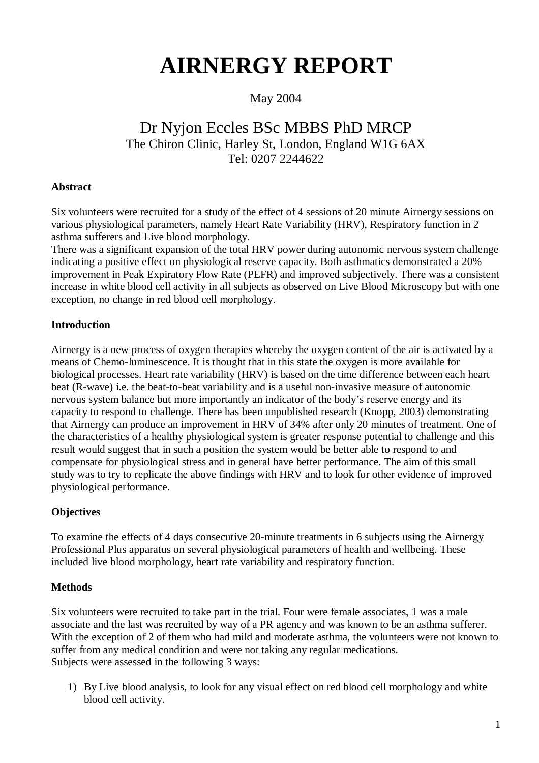# AIRNERGY REPORT

May 2004

## Dr Nyjon Eccles BSc MBBS PhD MRCP

The Chiron Clinic, Harley St, London, England W1G 6AX
Tel: 0207 2244622

**Abstract**

Six volunteers were recruited for a study of the effect of 4 sessions of 20 minute Airnergy sessions on various physiological parameters, namely Heart Rate Variability (HRV), Respiratory function in 2 asthma sufferers and Live blood morphology.
There was a significant expansion of the total HRV power during autonomic nervous system challenge indicating a positive effect on physiological reserve capacity. Both asthmatics demonstrated a 20% improvement in Peak Expiratory Flow Rate (PEFR) and improved subjectively. There was a consistent increase in white blood cell activity in all subjects as observed on Live Blood Microscopy but with one exception, no change in red blood cell morphology.

**Introduction**

Airnergy is a new process of oxygen therapies whereby the oxygen content of the air is activated by a means of Chemo-luminescence. It is thought that in this state the oxygen is more available for biological processes. Heart rate variability (HRV) is based on the time difference between each heart beat (R-wave) i.e. the beat-to-beat variability and is a useful non-invasive measure of autonomic nervous system balance but more importantly an indicator of the body's reserve energy and its capacity to respond to challenge. There has been unpublished research (Knopp, 2003) demonstrating that Airnergy can produce an improvement in HRV of 34% after only 20 minutes of treatment. One of the characteristics of a healthy physiological system is greater response potential to challenge and this result would suggest that in such a position the system would be better able to respond to and compensate for physiological stress and in general have better performance. The aim of this small study was to try to replicate the above findings with HRV and to look for other evidence of improved physiological performance.

**Objectives**

To examine the effects of 4 days consecutive 20-minute treatments in 6 subjects using the Airnergy Professional Plus apparatus on several physiological parameters of health and wellbeing. These included live blood morphology, heart rate variability and respiratory function.

**Methods**

Six volunteers were recruited to take part in the trial. Four were female associates, 1 was a male associate and the last was recruited by way of a PR agency and was known to be an asthma sufferer. With the exception of 2 of them who had mild and moderate asthma, the volunteers were not known to suffer from any medical condition and were not taking any regular medications.
Subjects were assessed in the following 3 ways:

1) By Live blood analysis, to look for any visual effect on red blood cell morphology and white blood cell activity.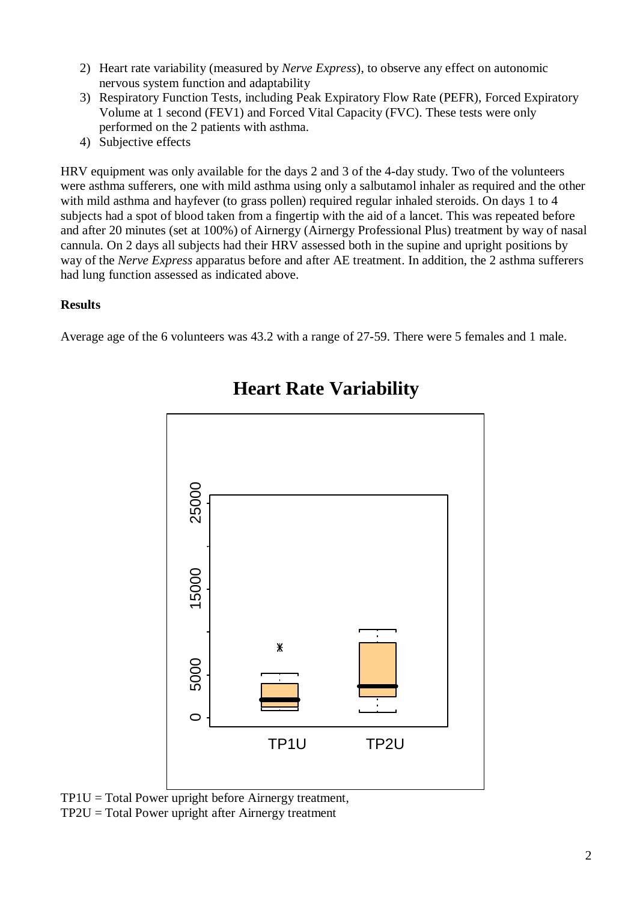2) Heart rate variability (measured by *Nerve Express*), to observe any effect on autonomic nervous system function and adaptability
3) Respiratory Function Tests, including Peak Expiratory Flow Rate (PEFR), Forced Expiratory Volume at 1 second (FEV1) and Forced Vital Capacity (FVC). These tests were only performed on the 2 patients with asthma.
4) Subjective effects

HRV equipment was only available for the days 2 and 3 of the 4-day study. Two of the volunteers were asthma sufferers, one with mild asthma using only a salbutamol inhaler as required and the other with mild asthma and hayfever (to grass pollen) required regular inhaled steroids. On days 1 to 4 subjects had a spot of blood taken from a fingertip with the aid of a lancet. This was repeated before and after 20 minutes (set at 100%) of Airnergy (Airnergy Professional Plus) treatment by way of nasal cannula. On 2 days all subjects had their HRV assessed both in the supine and upright positions by way of the *Nerve Express* apparatus before and after AE treatment. In addition, the 2 asthma sufferers had lung function assessed as indicated above.

**Results**

Average age of the 6 volunteers was 43.2 with a range of 27-59. There were 5 females and 1 male.

**Heart Rate Variability**

TP1U = Total Power upright before Airnergy treatment,
TP2U = Total Power upright after Airnergy treatment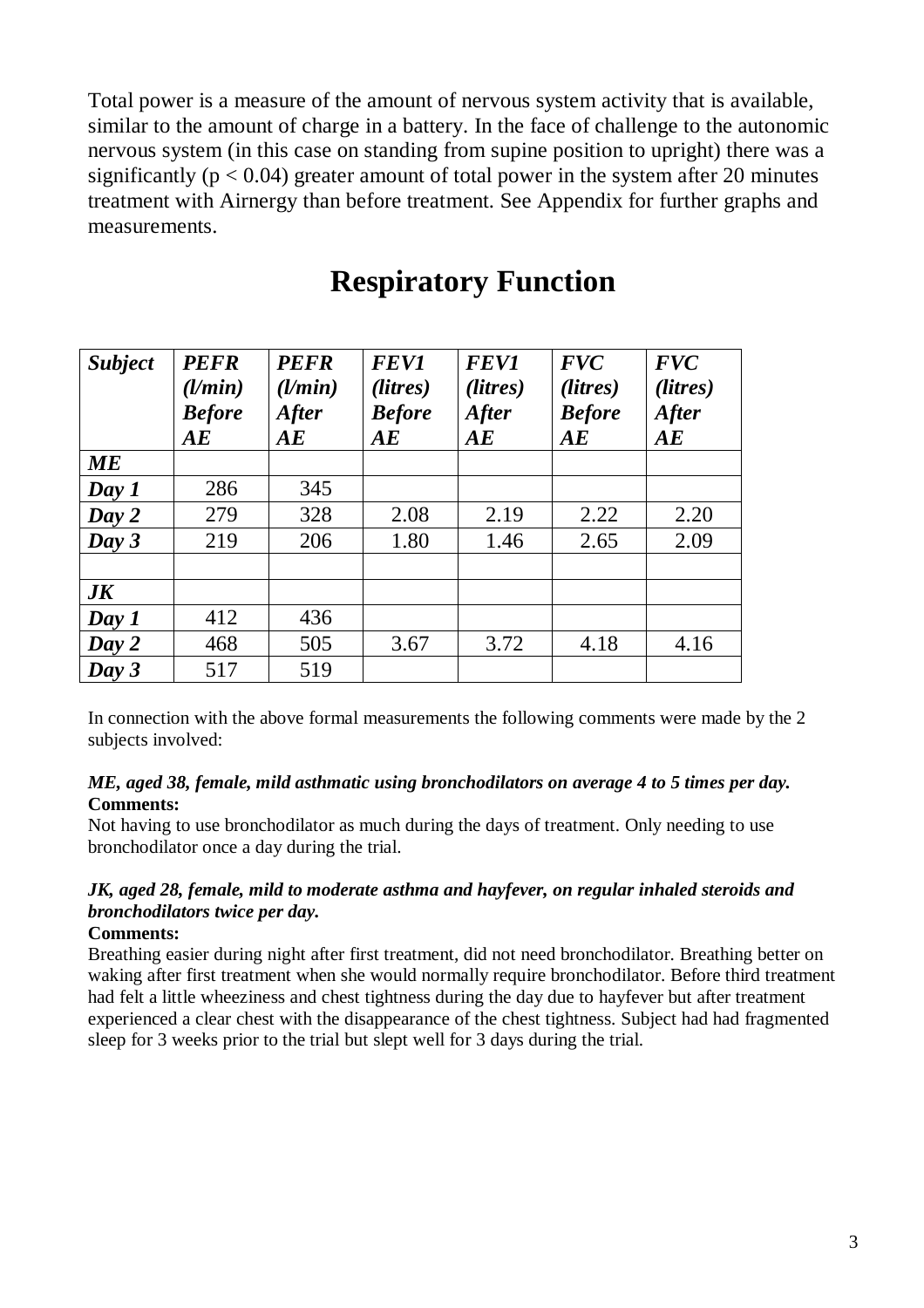Total power is a measure of the amount of nervous system activity that is available, similar to the amount of charge in a battery. In the face of challenge to the autonomic nervous system (in this case on standing from supine position to upright) there was a significantly ($p < 0.04$) greater amount of total power in the system after 20 minutes treatment with Airnergy than before treatment. See Appendix for further graphs and measurements.

# Respiratory Function

| *Subject* | *PEFR (l/min) Before AE* | *PEFR (l/min) After AE* | *FEV1 (litres) Before AE* | *FEV1 (litres) After AE* | *FVC (litres) Before AE* | *FVC (litres) After AE* |
|---|---|---|---|---|---|---|
| ***ME*** | | | | | | |
| ***Day 1*** | 286 | 345 | | | | |
| ***Day 2*** | 279 | 328 | 2.08 | 2.19 | 2.22 | 2.20 |
| ***Day 3*** | 219 | 206 | 1.80 | 1.46 | 2.65 | 2.09 |
| | | | | | | |
| ***JK*** | | | | | | |
| ***Day 1*** | 412 | 436 | | | | |
| ***Day 2*** | 468 | 505 | 3.67 | 3.72 | 4.18 | 4.16 |
| ***Day 3*** | 517 | 519 | | | | |

In connection with the above formal measurements the following comments were made by the 2 subjects involved:

***ME, aged 38, female, mild asthmatic using bronchodilators on average 4 to 5 times per day.***
**Comments:**
Not having to use bronchodilator as much during the days of treatment. Only needing to use bronchodilator once a day during the trial.

***JK, aged 28, female, mild to moderate asthma and hayfever, on regular inhaled steroids and bronchodilators twice per day.***
**Comments:**
Breathing easier during night after first treatment, did not need bronchodilator. Breathing better on waking after first treatment when she would normally require bronchodilator. Before third treatment had felt a little wheeziness and chest tightness during the day due to hayfever but after treatment experienced a clear chest with the disappearance of the chest tightness. Subject had had fragmented sleep for 3 weeks prior to the trial but slept well for 3 days during the trial.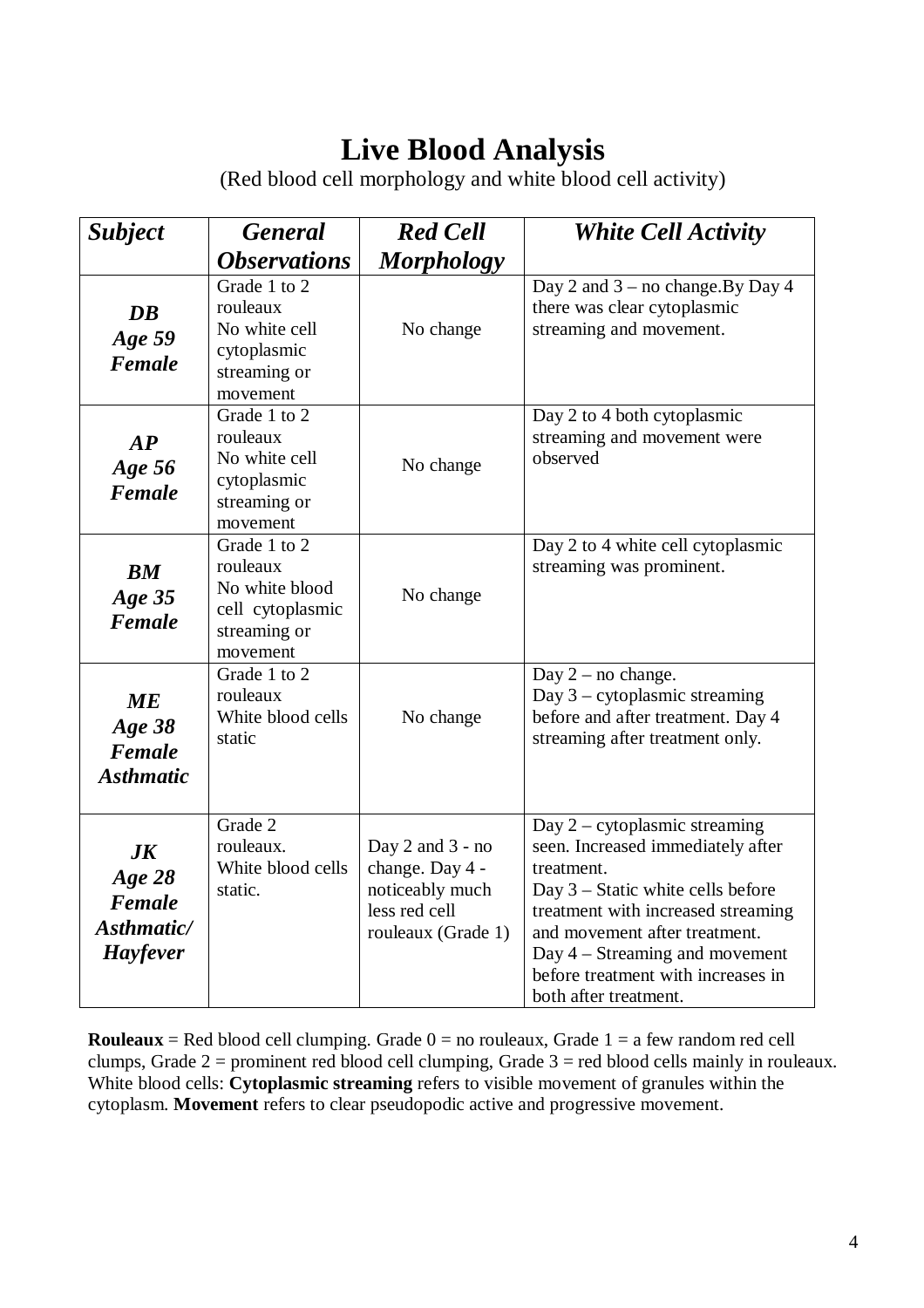# Live Blood Analysis

(Red blood cell morphology and white blood cell activity)

| ***Subject*** | ***General Observations*** | ***Red Cell Morphology*** | ***White Cell Activity*** |
|---|---|---|---|
| ***DB Age 59 Female*** | Grade 1 to 2 rouleaux No white cell cytoplasmic streaming or movement | No change | Day 2 and 3 – no change.By Day 4 there was clear cytoplasmic streaming and movement. |
| ***AP Age 56 Female*** | Grade 1 to 2 rouleaux No white cell cytoplasmic streaming or movement | No change | Day 2 to 4 both cytoplasmic streaming and movement were observed |
| ***BM Age 35 Female*** | Grade 1 to 2 rouleaux No white blood cell cytoplasmic streaming or movement | No change | Day 2 to 4 white cell cytoplasmic streaming was prominent. |
| ***ME Age 38 Female Asthmatic*** | Grade 1 to 2 rouleaux White blood cells static | No change | Day 2 – no change. Day 3 – cytoplasmic streaming before and after treatment. Day 4 streaming after treatment only. |
| ***JK Age 28 Female Asthmatic/ Hayfever*** | Grade 2 rouleaux. White blood cells static. | Day 2 and 3 - no change. Day 4 - noticeably much less red cell rouleaux (Grade 1) | Day 2 – cytoplasmic streaming seen. Increased immediately after treatment. Day 3 – Static white cells before treatment with increased streaming and movement after treatment. Day 4 – Streaming and movement before treatment with increases in both after treatment. |

**Rouleaux** = Red blood cell clumping. Grade 0 = no rouleaux, Grade 1 = a few random red cell clumps, Grade 2 = prominent red blood cell clumping, Grade 3 = red blood cells mainly in rouleaux. White blood cells: **Cytoplasmic streaming** refers to visible movement of granules within the cytoplasm. **Movement** refers to clear pseudopodic active and progressive movement.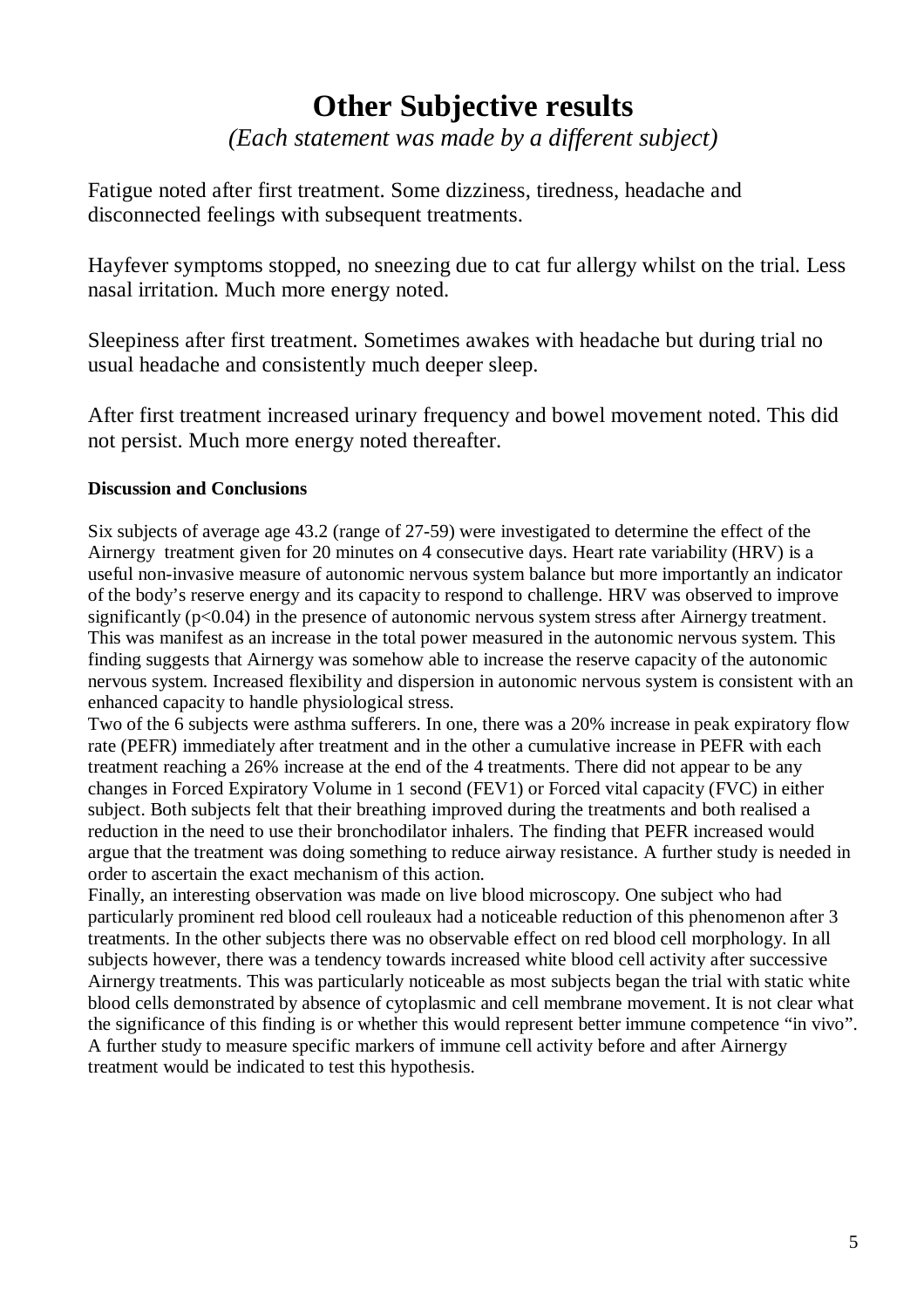# Other Subjective results

*(Each statement was made by a different subject)*

Fatigue noted after first treatment. Some dizziness, tiredness, headache and disconnected feelings with subsequent treatments.

Hayfever symptoms stopped, no sneezing due to cat fur allergy whilst on the trial. Less nasal irritation. Much more energy noted.

Sleepiness after first treatment. Sometimes awakes with headache but during trial no usual headache and consistently much deeper sleep.

After first treatment increased urinary frequency and bowel movement noted. This did not persist. Much more energy noted thereafter.

**Discussion and Conclusions**

Six subjects of average age 43.2 (range of 27-59) were investigated to determine the effect of the Airnergy treatment given for 20 minutes on 4 consecutive days. Heart rate variability (HRV) is a useful non-invasive measure of autonomic nervous system balance but more importantly an indicator of the body's reserve energy and its capacity to respond to challenge. HRV was observed to improve significantly ($p<0.04$) in the presence of autonomic nervous system stress after Airnergy treatment. This was manifest as an increase in the total power measured in the autonomic nervous system. This finding suggests that Airnergy was somehow able to increase the reserve capacity of the autonomic nervous system. Increased flexibility and dispersion in autonomic nervous system is consistent with an enhanced capacity to handle physiological stress.

Two of the 6 subjects were asthma sufferers. In one, there was a 20% increase in peak expiratory flow rate (PEFR) immediately after treatment and in the other a cumulative increase in PEFR with each treatment reaching a 26% increase at the end of the 4 treatments. There did not appear to be any changes in Forced Expiratory Volume in 1 second (FEV1) or Forced vital capacity (FVC) in either subject. Both subjects felt that their breathing improved during the treatments and both realised a reduction in the need to use their bronchodilator inhalers. The finding that PEFR increased would argue that the treatment was doing something to reduce airway resistance. A further study is needed in order to ascertain the exact mechanism of this action.

Finally, an interesting observation was made on live blood microscopy. One subject who had particularly prominent red blood cell rouleaux had a noticeable reduction of this phenomenon after 3 treatments. In the other subjects there was no observable effect on red blood cell morphology. In all subjects however, there was a tendency towards increased white blood cell activity after successive Airnergy treatments. This was particularly noticeable as most subjects began the trial with static white blood cells demonstrated by absence of cytoplasmic and cell membrane movement. It is not clear what the significance of this finding is or whether this would represent better immune competence "in vivo". A further study to measure specific markers of immune cell activity before and after Airnergy treatment would be indicated to test this hypothesis.